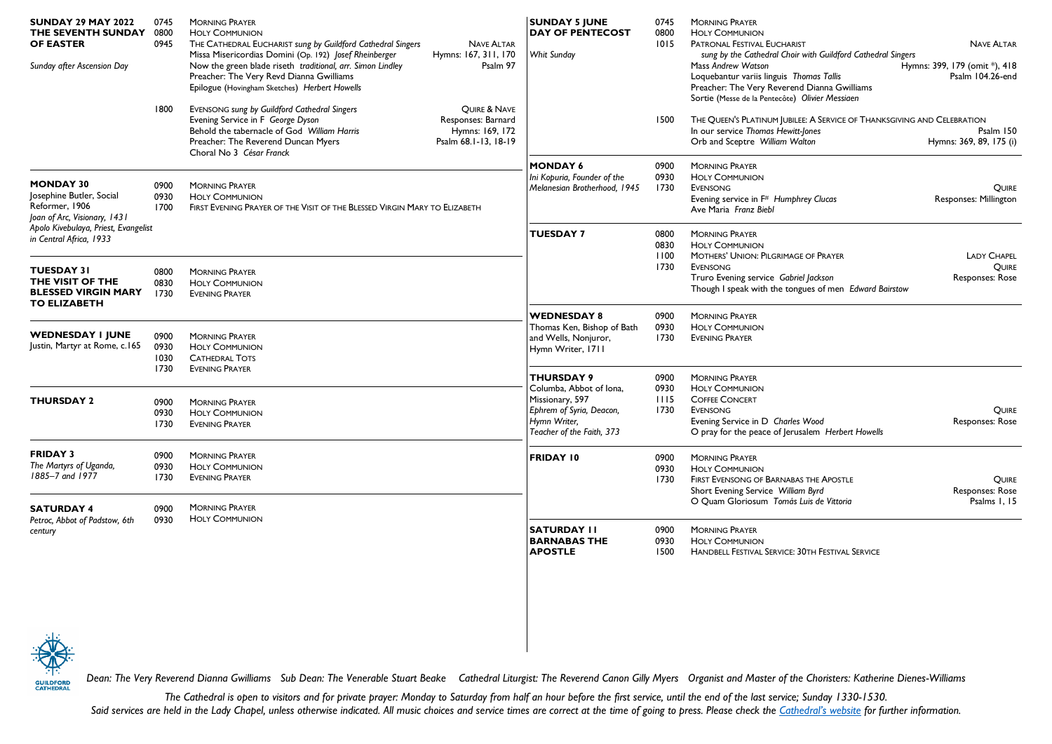## SUNDAY 29 MAY 2022 THE SEVENTH SUNDAY OF EASTER
*Sunday after Ascension Day*

0745 Morning Prayer
0800 Holy Communion
0945 The Cathedral Eucharist *sung by Guildford Cathedral Singers* — Nave Altar
Missa Misericordias Domini (Op. 192) *Josef Rheinberger* — Hymns: 167, 311, 170
Now the green blade riseth *traditional, arr. Simon Lindley* — Psalm 97
Preacher: The Very Revd Dianna Gwilliams
Epilogue (Hovingham Sketches) *Herbert Howells*

1800 Evensong *sung by Guildford Cathedral Singers* — Quire & Nave
Evening Service in F *George Dyson* — Responses: Barnard
Behold the tabernacle of God *William Harris* — Hymns: 169, 172
Preacher: The Reverend Duncan Myers — Psalm 68.1-13, 18-19
Choral No 3 *César Franck*

## MONDAY 30
Josephine Butler, Social Reformer, 1906
*Joan of Arc, Visionary, 1431*
*Apolo Kivebulaya, Priest, Evangelist in Central Africa, 1933*

0900 Morning Prayer
0930 Holy Communion
1700 First Evening Prayer of the Visit of the Blessed Virgin Mary to Elizabeth

## TUESDAY 31 THE VISIT OF THE BLESSED VIRGIN MARY TO ELIZABETH

0800 Morning Prayer
0830 Holy Communion
1730 Evening Prayer

## WEDNESDAY 1 JUNE
Justin, Martyr at Rome, c.165

0900 Morning Prayer
0930 Holy Communion
1030 Cathedral Tots
1730 Evening Prayer

## THURSDAY 2

0900 Morning Prayer
0930 Holy Communion
1730 Evening Prayer

## FRIDAY 3
*The Martyrs of Uganda, 1885–7 and 1977*

0900 Morning Prayer
0930 Holy Communion
1730 Evening Prayer

## SATURDAY 4
*Petroc, Abbot of Padstow, 6th century*

0900 Morning Prayer
0930 Holy Communion

## SUNDAY 5 JUNE DAY OF PENTECOST
*Whit Sunday*

0745 Morning Prayer
0800 Holy Communion
1015 Patronal Festival Eucharist — Nave Altar
*sung by the Cathedral Choir with Guildford Cathedral Singers*
Mass *Andrew Watson* — Hymns: 399, 179 (omit *), 418
Loquebantur variis linguis *Thomas Tallis* — Psalm 104.26-end
Preacher: The Very Reverend Dianna Gwilliams
Sortie (Messe de la Pentecôte) *Olivier Messiaen*

1500 The Queen's Platinum Jubilee: A Service of Thanksgiving and Celebration
In our service *Thomas Hewitt-Jones* — Psalm 150
Orb and Sceptre *William Walton* — Hymns: 369, 89, 175 (i)

## MONDAY 6
*Ini Kopuria, Founder of the Melanesian Brotherhood, 1945*

0900 Morning Prayer
0930 Holy Communion
1730 Evensong — Quire
Evening service in F# *Humphrey Clucas* — Responses: Millington
Ave Maria *Franz Biebl*

## TUESDAY 7

0800 Morning Prayer
0830 Holy Communion
1100 Mothers' Union: Pilgrimage of Prayer — Lady Chapel
1730 Evensong — Quire
Truro Evening service *Gabriel Jackson* — Responses: Rose
Though I speak with the tongues of men *Edward Bairstow*

## WEDNESDAY 8
Thomas Ken, Bishop of Bath and Wells, Nonjuror, Hymn Writer, 1711

0900 Morning Prayer
0930 Holy Communion
1730 Evening Prayer

## THURSDAY 9
Columba, Abbot of Iona, Missionary, 597
*Ephrem of Syria, Deacon, Hymn Writer, Teacher of the Faith, 373*

0900 Morning Prayer
0930 Holy Communion
1115 Coffee Concert
1730 Evensong — Quire
Evening Service in D *Charles Wood* — Responses: Rose
O pray for the peace of Jerusalem *Herbert Howells*

## FRIDAY 10

0900 Morning Prayer
0930 Holy Communion
1730 First Evensong of Barnabas the Apostle — Quire
Short Evening Service *William Byrd* — Responses: Rose
O Quam Gloriosum *Tomás Luis de Vittoria* — Psalms 1, 15

## SATURDAY 11 BARNABAS THE APOSTLE

0900 Morning Prayer
0930 Holy Communion
1500 Handbell Festival Service: 30th Festival Service

*Dean: The Very Reverend Dianna Gwilliams   Sub Dean: The Venerable Stuart Beake   Cathedral Liturgist: The Reverend Canon Gilly Myers   Organist and Master of the Choristers: Katherine Dienes-Williams*

*The Cathedral is open to visitors and for private prayer: Monday to Saturday from half an hour before the first service, until the end of the last service; Sunday 1330-1530.*
*Said services are held in the Lady Chapel, unless otherwise indicated. All music choices and service times are correct at the time of going to press. Please check the Cathedral's website for further information.*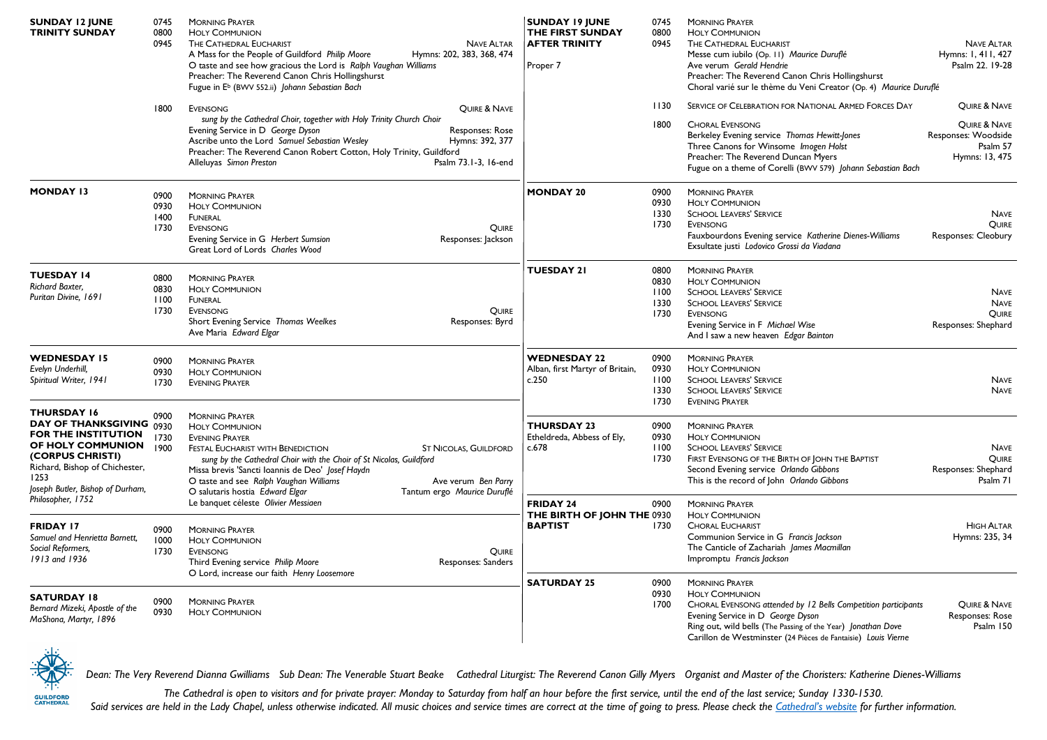## SUNDAY 12 JUNE
**TRINITY SUNDAY**

0745 Morning Prayer
0800 Holy Communion
0945 The Cathedral Eucharist — Nave Altar
A Mass for the People of Guildford *Philip Moore* — Hymns: 202, 383, 368, 474
O taste and see how gracious the Lord is *Ralph Vaughan Williams*
Preacher: The Reverend Canon Chris Hollingshurst
Fugue in E♭ (BWV 552.ii) *Johann Sebastian Bach*

1800 Evensong — Quire & Nave
*sung by the Cathedral Choir, together with Holy Trinity Church Choir*
Evening Service in D *George Dyson* — Responses: Rose
Ascribe unto the Lord *Samuel Sebastian Wesley* — Hymns: 392, 377
Preacher: The Reverend Canon Robert Cotton, Holy Trinity, Guildford
Alleluyas *Simon Preston* — Psalm 73.1-3, 16-end

## MONDAY 13

0900 Morning Prayer
0930 Holy Communion
1400 Funeral
1730 Evensong — Quire
Evening Service in G *Herbert Sumsion* — Responses: Jackson
Great Lord of Lords *Charles Wood*

## TUESDAY 14
*Richard Baxter, Puritan Divine, 1691*

0800 Morning Prayer
0830 Holy Communion
1100 Funeral
1730 Evensong — Quire
Short Evening Service *Thomas Weelkes* — Responses: Byrd
Ave Maria *Edward Elgar*

## WEDNESDAY 15
*Evelyn Underhill, Spiritual Writer, 1941*

0900 Morning Prayer
0930 Holy Communion
1730 Evening Prayer

## THURSDAY 16
**DAY OF THANKSGIVING FOR THE INSTITUTION OF HOLY COMMUNION (CORPUS CHRISTI)**
Richard, Bishop of Chichester, 1253
*Joseph Butler, Bishop of Durham, Philosopher, 1752*

0900 Morning Prayer
0930 Holy Communion
1730 Evening Prayer
1900 Festal Eucharist with Benediction — St Nicolas, Guildford
*sung by the Cathedral Choir with the Choir of St Nicolas, Guildford*
Missa brevis 'Sancti Ioannis de Deo' *Josef Haydn*
O taste and see *Ralph Vaughan Williams* — Ave verum *Ben Parry*
O salutaris hostia *Edward Elgar* — Tantum ergo *Maurice Duruflé*
Le banquet céleste *Olivier Messiaen*

## FRIDAY 17
*Samuel and Henrietta Barnett, Social Reformers, 1913 and 1936*

0900 Morning Prayer
1000 Holy Communion
1730 Evensong — Quire
Third Evening service *Philip Moore* — Responses: Sanders
O Lord, increase our faith *Henry Loosemore*

## SATURDAY 18
*Bernard Mizeki, Apostle of the MaShona, Martyr, 1896*

0900 Morning Prayer
0930 Holy Communion

## SUNDAY 19 JUNE
**THE FIRST SUNDAY AFTER TRINITY**
Proper 7

0745 Morning Prayer
0800 Holy Communion
0945 The Cathedral Eucharist — Nave Altar
Messe cum iubilo (Op. 11) *Maurice Duruflé* — Hymns: 1, 411, 427
Ave verum *Gerald Hendrie* — Psalm 22. 19-28
Preacher: The Reverend Canon Chris Hollingshurst
Choral varié sur le thème du Veni Creator (Op. 4) *Maurice Duruflé*

1130 Service of Celebration for National Armed Forces Day — Quire & Nave

1800 Choral Evensong — Quire & Nave
Berkeley Evening service *Thomas Hewitt-Jones* — Responses: Woodside
Three Canons for Winsome *Imogen Holst* — Psalm 57
Preacher: The Reverend Duncan Myers — Hymns: 13, 475
Fugue on a theme of Corelli (BWV 579) *Johann Sebastian Bach*

## MONDAY 20

0900 Morning Prayer
0930 Holy Communion
1330 School Leavers' Service — Nave
1730 Evensong — Quire
Fauxbourdons Evening service *Katherine Dienes-Williams* — Responses: Cleobury
Exsultate justi *Lodovico Grossi da Viadana*

## TUESDAY 21

0800 Morning Prayer
0830 Holy Communion
1100 School Leavers' Service — Nave
1330 School Leavers' Service — Nave
1730 Evensong — Quire
Evening Service in F *Michael Wise* — Responses: Shephard
And I saw a new heaven *Edgar Bainton*

## WEDNESDAY 22
*Alban, first Martyr of Britain, c.250*

0900 Morning Prayer
0930 Holy Communion
1100 School Leavers' Service — Nave
1330 School Leavers' Service — Nave
1730 Evening Prayer

## THURSDAY 23
*Etheldreda, Abbess of Ely, c.678*

0900 Morning Prayer
0930 Holy Communion
1100 School Leavers' Service — Nave
1730 First Evensong of the Birth of John the Baptist — Quire
Second Evening service *Orlando Gibbons* — Responses: Shephard
This is the record of John *Orlando Gibbons* — Psalm 71

## FRIDAY 24
**THE BIRTH OF JOHN THE BAPTIST**

0900 Morning Prayer
0930 Holy Communion
1730 Choral Eucharist — High Altar
Communion Service in G *Francis Jackson* — Hymns: 235, 34
The Canticle of Zachariah *James Macmillan*
Impromptu *Francis Jackson*

## SATURDAY 25

0900 Morning Prayer
0930 Holy Communion
1700 Choral Evensong *attended by 12 Bells Competition participants* — Quire & Nave
Evening Service in D *George Dyson* — Responses: Rose
Ring out, wild bells (The Passing of the Year) *Jonathan Dove* — Psalm 150
Carillon de Westminster (24 Pièces de Fantaisie) *Louis Vierne*

---

*Dean: The Very Reverend Dianna Gwilliams  Sub Dean: The Venerable Stuart Beake  Cathedral Liturgist: The Reverend Canon Gilly Myers  Organist and Master of the Choristers: Katherine Dienes-Williams*

*The Cathedral is open to visitors and for private prayer: Monday to Saturday from half an hour before the first service, until the end of the last service; Sunday 1330-1530.*
*Said services are held in the Lady Chapel, unless otherwise indicated. All music choices and service times are correct at the time of going to press. Please check the Cathedral's website for further information.*